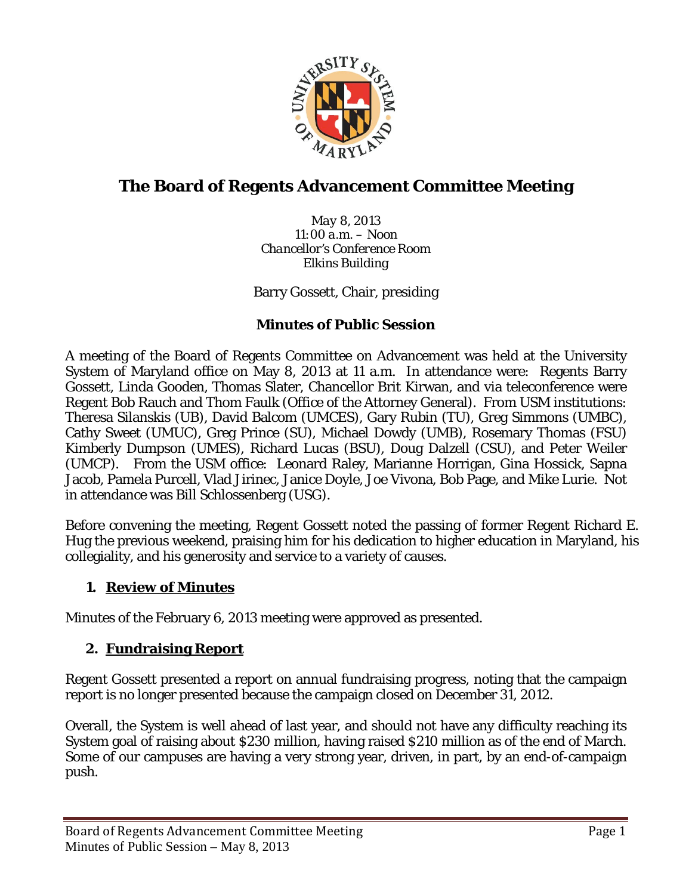# The Board of Regents Advancement Committee Meeting

May 8, 2013
11:00 a.m. – Noon
Chancellor's Conference Room
Elkins Building

Barry Gossett, Chair, presiding

## Minutes of Public Session

A meeting of the Board of Regents Committee on Advancement was held at the University System of Maryland office on May 8, 2013 at 11 a.m. In attendance were: Regents Barry Gossett, Linda Gooden, Thomas Slater, Chancellor Brit Kirwan, and via teleconference were Regent Bob Rauch and Thom Faulk (Office of the Attorney General). From USM institutions: Theresa Silanskis (UB), David Balcom (UMCES), Gary Rubin (TU), Greg Simmons (UMBC), Cathy Sweet (UMUC), Greg Prince (SU), Michael Dowdy (UMB), Rosemary Thomas (FSU) Kimberly Dumpson (UMES), Richard Lucas (BSU), Doug Dalzell (CSU), and Peter Weiler (UMCP). From the USM office: Leonard Raley, Marianne Horrigan, Gina Hossick, Sapna Jacob, Pamela Purcell, Vlad Jirinec, Janice Doyle, Joe Vivona, Bob Page, and Mike Lurie. Not in attendance was Bill Schlossenberg (USG).

Before convening the meeting, Regent Gossett noted the passing of former Regent Richard E. Hug the previous weekend, praising him for his dedication to higher education in Maryland, his collegiality, and his generosity and service to a variety of causes.

### 1. Review of Minutes

Minutes of the February 6, 2013 meeting were approved as presented.

### 2. Fundraising Report

Regent Gossett presented a report on annual fundraising progress, noting that the campaign report is no longer presented because the campaign closed on December 31, 2012.

Overall, the System is well ahead of last year, and should not have any difficulty reaching its System goal of raising about $230 million, having raised $210 million as of the end of March. Some of our campuses are having a very strong year, driven, in part, by an end-of-campaign push.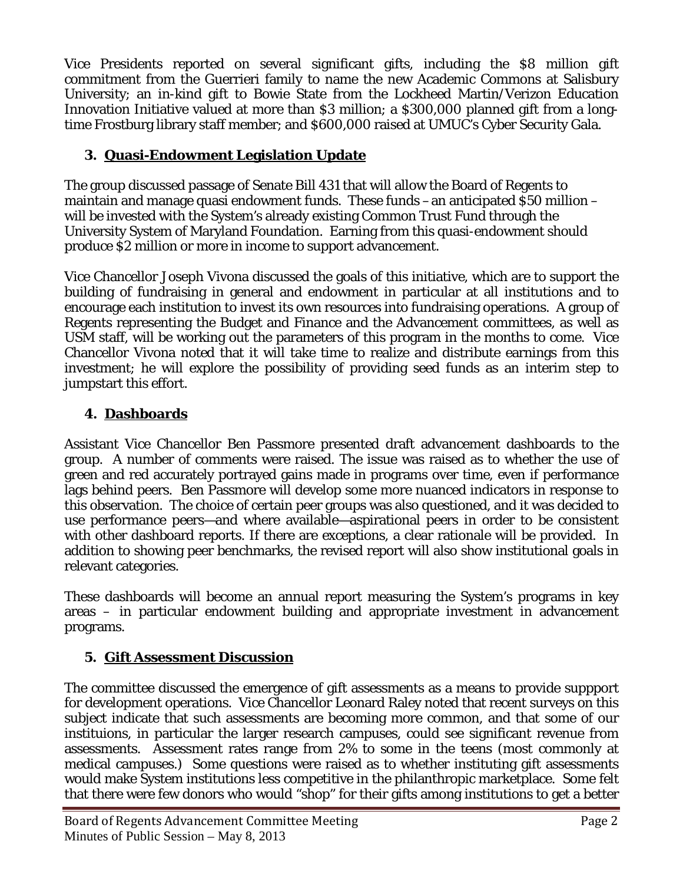Vice Presidents reported on several significant gifts, including the $8 million gift commitment from the Guerrieri family to name the new Academic Commons at Salisbury University; an in-kind gift to Bowie State from the Lockheed Martin/Verizon Education Innovation Initiative valued at more than $3 million; a $300,000 planned gift from a long-time Frostburg library staff member; and $600,000 raised at UMUC's Cyber Security Gala.

### 3. Quasi-Endowment Legislation Update

The group discussed passage of Senate Bill 431 that will allow the Board of Regents to maintain and manage quasi endowment funds. These funds – an anticipated $50 million – will be invested with the System's already existing Common Trust Fund through the University System of Maryland Foundation. Earning from this quasi-endowment should produce $2 million or more in income to support advancement.

Vice Chancellor Joseph Vivona discussed the goals of this initiative, which are to support the building of fundraising in general and endowment in particular at all institutions and to encourage each institution to invest its own resources into fundraising operations. A group of Regents representing the Budget and Finance and the Advancement committees, as well as USM staff, will be working out the parameters of this program in the months to come. Vice Chancellor Vivona noted that it will take time to realize and distribute earnings from this investment; he will explore the possibility of providing seed funds as an interim step to jumpstart this effort.

### 4. Dashboards

Assistant Vice Chancellor Ben Passmore presented draft advancement dashboards to the group. A number of comments were raised. The issue was raised as to whether the use of green and red accurately portrayed gains made in programs over time, even if performance lags behind peers. Ben Passmore will develop some more nuanced indicators in response to this observation. The choice of certain peer groups was also questioned, and it was decided to use performance peers—and where available—aspirational peers in order to be consistent with other dashboard reports. If there are exceptions, a clear rationale will be provided. In addition to showing peer benchmarks, the revised report will also show institutional goals in relevant categories.

These dashboards will become an annual report measuring the System's programs in key areas – in particular endowment building and appropriate investment in advancement programs.

### 5. Gift Assessment Discussion

The committee discussed the emergence of gift assessments as a means to provide suppport for development operations. Vice Chancellor Leonard Raley noted that recent surveys on this subject indicate that such assessments are becoming more common, and that some of our instituions, in particular the larger research campuses, could see significant revenue from assessments. Assessment rates range from 2% to some in the teens (most commonly at medical campuses.) Some questions were raised as to whether instituting gift assessments would make System institutions less competitive in the philanthropic marketplace. Some felt that there were few donors who would "shop" for their gifts among institutions to get a better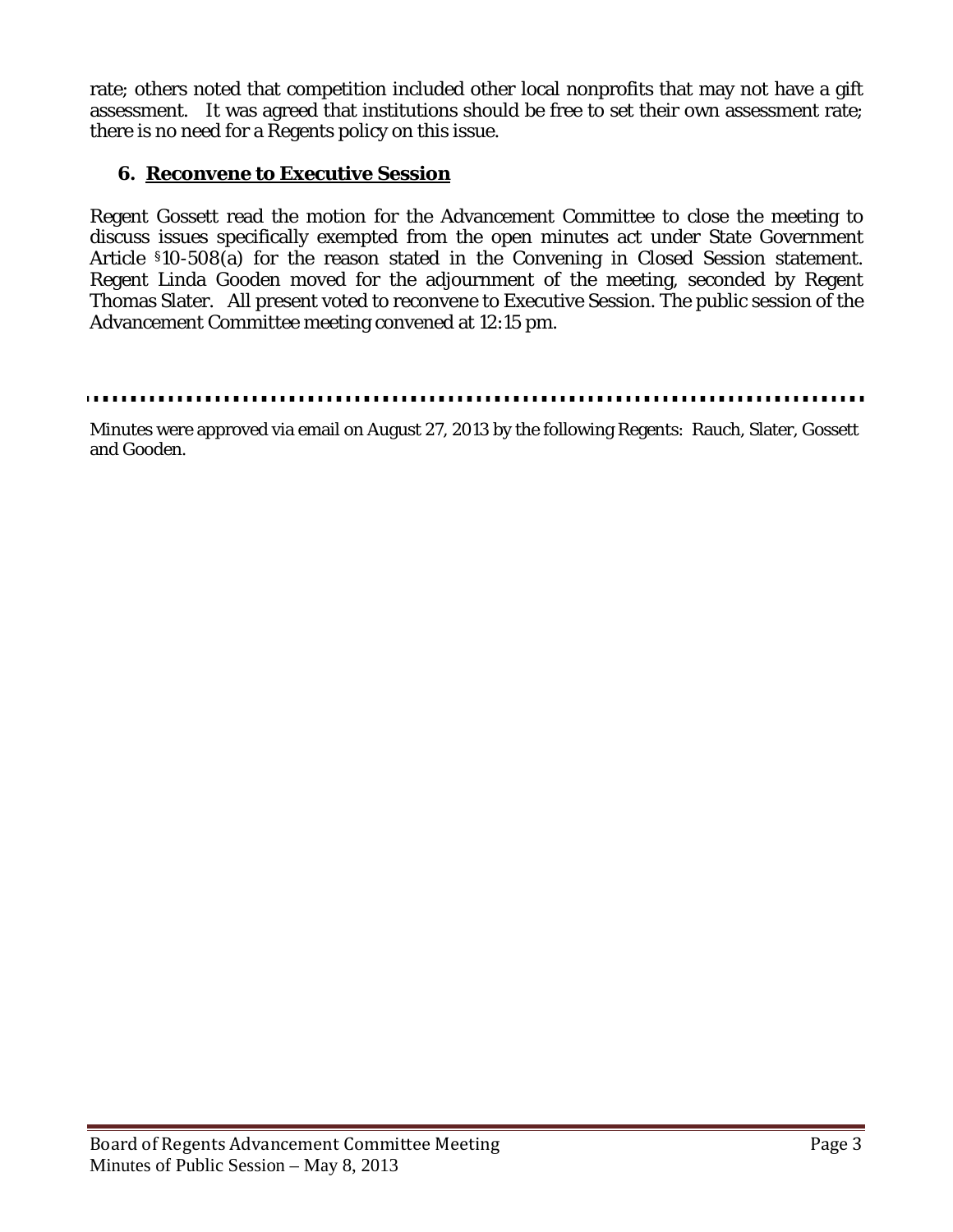rate; others noted that competition included other local nonprofits that may not have a gift assessment. It was agreed that institutions should be free to set their own assessment rate; there is no need for a Regents policy on this issue.

## 6. Reconvene to Executive Session

Regent Gossett read the motion for the Advancement Committee to close the meeting to discuss issues specifically exempted from the open minutes act under State Government Article §10-508(a) for the reason stated in the Convening in Closed Session statement. Regent Linda Gooden moved for the adjournment of the meeting, seconded by Regent Thomas Slater. All present voted to reconvene to Executive Session. The public session of the Advancement Committee meeting convened at 12:15 pm.

---

Minutes were approved via email on August 27, 2013 by the following Regents: Rauch, Slater, Gossett and Gooden.